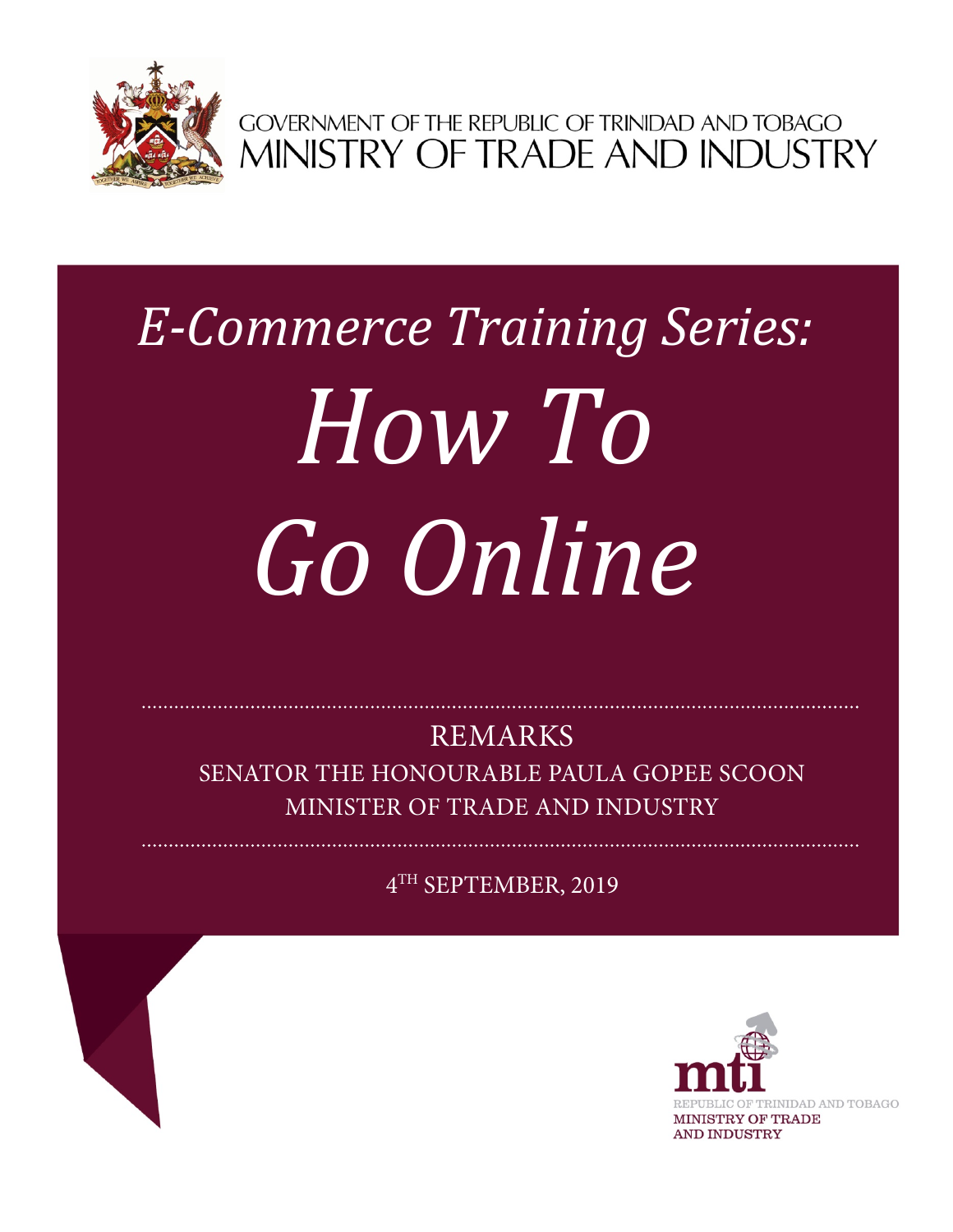GOVERNMENT OF THE REPUBLIC OF TRINIDAD AND TOBAGO
MINISTRY OF TRADE AND INDUSTRY

# *E-Commerce Training Series:*

# *How To Go Online*

REMARKS

SENATOR THE HONOURABLE PAULA GOPEE SCOON
MINISTER OF TRADE AND INDUSTRY

4TH SEPTEMBER, 2019

mti
REPUBLIC OF TRINIDAD AND TOBAGO
MINISTRY OF TRADE AND INDUSTRY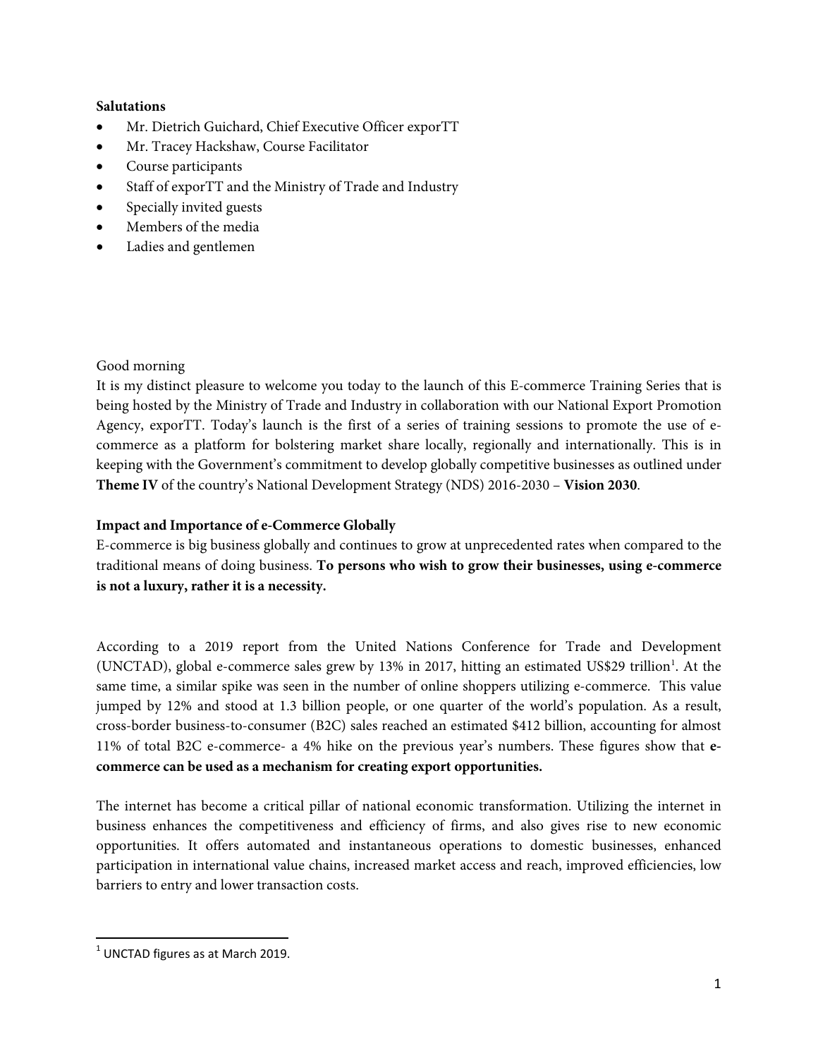**Salutations**

- Mr. Dietrich Guichard, Chief Executive Officer exporTT
- Mr. Tracey Hackshaw, Course Facilitator
- Course participants
- Staff of exporTT and the Ministry of Trade and Industry
- Specially invited guests
- Members of the media
- Ladies and gentlemen

Good morning

It is my distinct pleasure to welcome you today to the launch of this E-commerce Training Series that is being hosted by the Ministry of Trade and Industry in collaboration with our National Export Promotion Agency, exporTT. Today's launch is the first of a series of training sessions to promote the use of e-commerce as a platform for bolstering market share locally, regionally and internationally. This is in keeping with the Government's commitment to develop globally competitive businesses as outlined under **Theme IV** of the country's National Development Strategy (NDS) 2016-2030 – **Vision 2030**.

**Impact and Importance of e-Commerce Globally**

E-commerce is big business globally and continues to grow at unprecedented rates when compared to the traditional means of doing business. **To persons who wish to grow their businesses, using e-commerce is not a luxury, rather it is a necessity.**

According to a 2019 report from the United Nations Conference for Trade and Development (UNCTAD), global e-commerce sales grew by 13% in 2017, hitting an estimated US$29 trillion[1]. At the same time, a similar spike was seen in the number of online shoppers utilizing e-commerce. This value jumped by 12% and stood at 1.3 billion people, or one quarter of the world's population. As a result, cross-border business-to-consumer (B2C) sales reached an estimated $412 billion, accounting for almost 11% of total B2C e-commerce- a 4% hike on the previous year's numbers. These figures show that **e-commerce can be used as a mechanism for creating export opportunities.**

The internet has become a critical pillar of national economic transformation. Utilizing the internet in business enhances the competitiveness and efficiency of firms, and also gives rise to new economic opportunities. It offers automated and instantaneous operations to domestic businesses, enhanced participation in international value chains, increased market access and reach, improved efficiencies, low barriers to entry and lower transaction costs.

[1] UNCTAD figures as at March 2019.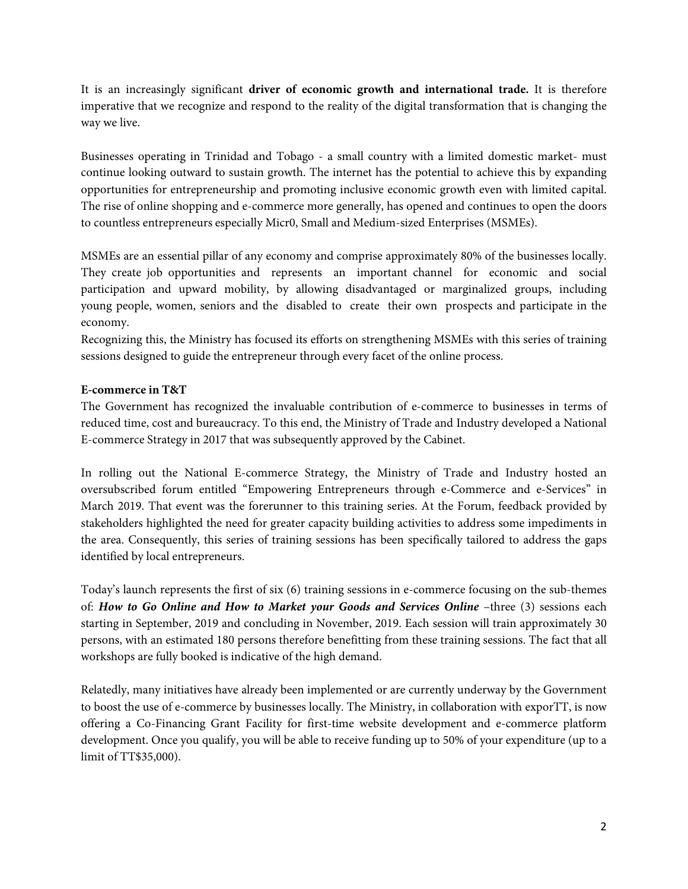It is an increasingly significant **driver of economic growth and international trade.** It is therefore imperative that we recognize and respond to the reality of the digital transformation that is changing the way we live.

Businesses operating in Trinidad and Tobago - a small country with a limited domestic market- must continue looking outward to sustain growth. The internet has the potential to achieve this by expanding opportunities for entrepreneurship and promoting inclusive economic growth even with limited capital. The rise of online shopping and e-commerce more generally, has opened and continues to open the doors to countless entrepreneurs especially Micr0, Small and Medium-sized Enterprises (MSMEs).

MSMEs are an essential pillar of any economy and comprise approximately 80% of the businesses locally. They create job opportunities and represents an important channel for economic and social participation and upward mobility, by allowing disadvantaged or marginalized groups, including young people, women, seniors and the disabled to create their own prospects and participate in the economy.
Recognizing this, the Ministry has focused its efforts on strengthening MSMEs with this series of training sessions designed to guide the entrepreneur through every facet of the online process.

**E-commerce in T&T**
The Government has recognized the invaluable contribution of e-commerce to businesses in terms of reduced time, cost and bureaucracy. To this end, the Ministry of Trade and Industry developed a National E-commerce Strategy in 2017 that was subsequently approved by the Cabinet.

In rolling out the National E-commerce Strategy, the Ministry of Trade and Industry hosted an oversubscribed forum entitled "Empowering Entrepreneurs through e-Commerce and e-Services" in March 2019. That event was the forerunner to this training series. At the Forum, feedback provided by stakeholders highlighted the need for greater capacity building activities to address some impediments in the area. Consequently, this series of training sessions has been specifically tailored to address the gaps identified by local entrepreneurs.

Today's launch represents the first of six (6) training sessions in e-commerce focusing on the sub-themes of: ***How to Go Online and How to Market your Goods and Services Online*** –three (3) sessions each starting in September, 2019 and concluding in November, 2019. Each session will train approximately 30 persons, with an estimated 180 persons therefore benefitting from these training sessions. The fact that all workshops are fully booked is indicative of the high demand.

Relatedly, many initiatives have already been implemented or are currently underway by the Government to boost the use of e-commerce by businesses locally. The Ministry, in collaboration with exporTT, is now offering a Co-Financing Grant Facility for first-time website development and e-commerce platform development. Once you qualify, you will be able to receive funding up to 50% of your expenditure (up to a limit of TT$35,000).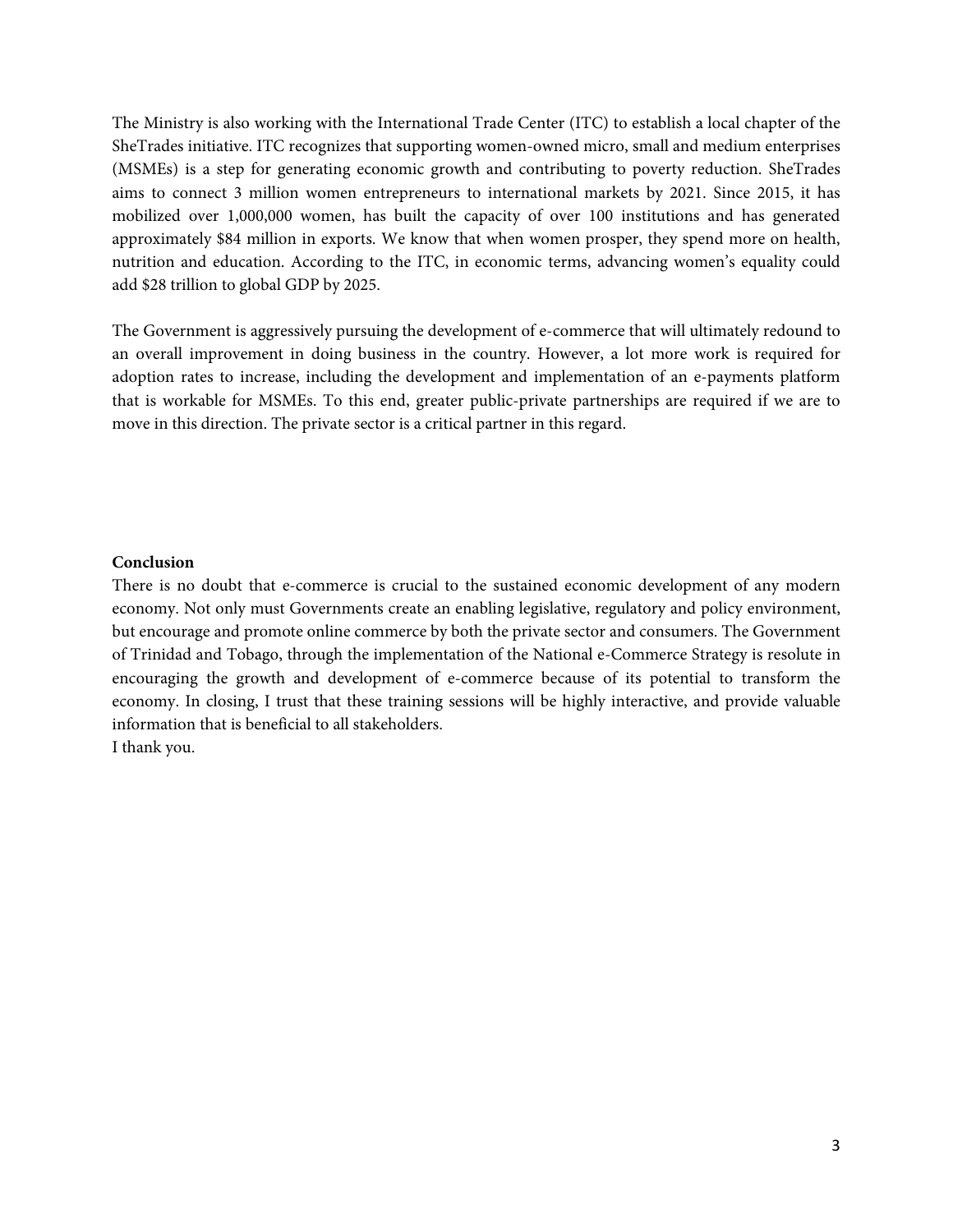The Ministry is also working with the International Trade Center (ITC) to establish a local chapter of the SheTrades initiative. ITC recognizes that supporting women-owned micro, small and medium enterprises (MSMEs) is a step for generating economic growth and contributing to poverty reduction. SheTrades aims to connect 3 million women entrepreneurs to international markets by 2021. Since 2015, it has mobilized over 1,000,000 women, has built the capacity of over 100 institutions and has generated approximately $84 million in exports. We know that when women prosper, they spend more on health, nutrition and education. According to the ITC, in economic terms, advancing women's equality could add $28 trillion to global GDP by 2025.

The Government is aggressively pursuing the development of e-commerce that will ultimately redound to an overall improvement in doing business in the country. However, a lot more work is required for adoption rates to increase, including the development and implementation of an e-payments platform that is workable for MSMEs. To this end, greater public-private partnerships are required if we are to move in this direction. The private sector is a critical partner in this regard.

**Conclusion**

There is no doubt that e-commerce is crucial to the sustained economic development of any modern economy. Not only must Governments create an enabling legislative, regulatory and policy environment, but encourage and promote online commerce by both the private sector and consumers. The Government of Trinidad and Tobago, through the implementation of the National e-Commerce Strategy is resolute in encouraging the growth and development of e-commerce because of its potential to transform the economy. In closing, I trust that these training sessions will be highly interactive, and provide valuable information that is beneficial to all stakeholders.

I thank you.